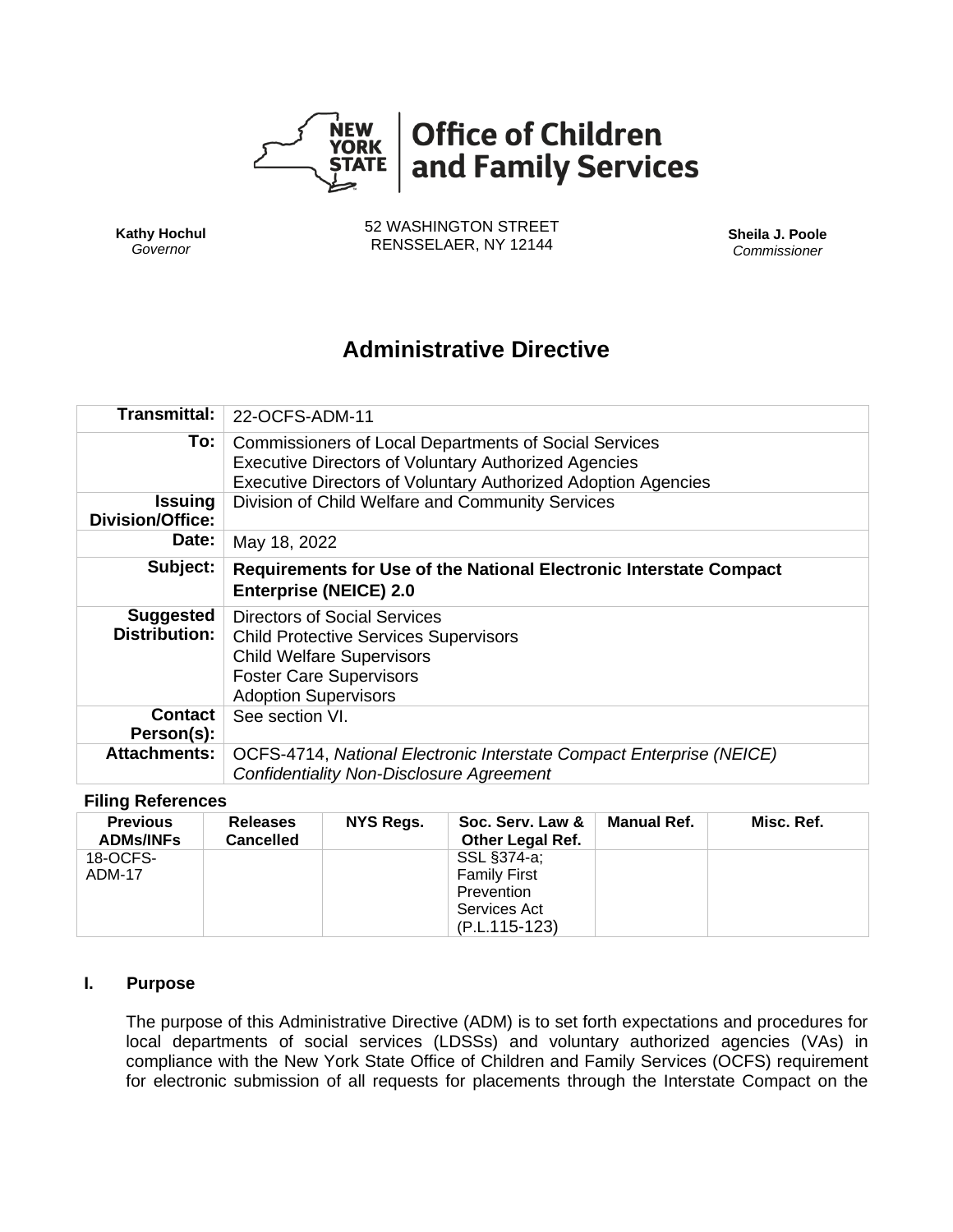**New York State | Office of Children and Family Services**

**Kathy Hochul**
*Governor*

52 WASHINGTON STREET
RENSSELAER, NY 12144

**Sheila J. Poole**
*Commissioner*

# Administrative Directive

| | |
|---|---|
| **Transmittal:** | 22-OCFS-ADM-11 |
| **To:** | Commissioners of Local Departments of Social Services<br>Executive Directors of Voluntary Authorized Agencies<br>Executive Directors of Voluntary Authorized Adoption Agencies |
| **Issuing Division/Office:** | Division of Child Welfare and Community Services |
| **Date:** | May 18, 2022 |
| **Subject:** | **Requirements for Use of the National Electronic Interstate Compact Enterprise (NEICE) 2.0** |
| **Suggested Distribution:** | Directors of Social Services<br>Child Protective Services Supervisors<br>Child Welfare Supervisors<br>Foster Care Supervisors<br>Adoption Supervisors |
| **Contact Person(s):** | See section VI. |
| **Attachments:** | OCFS-4714, *National Electronic Interstate Compact Enterprise (NEICE) Confidentiality Non-Disclosure Agreement* |

**Filing References**

| Previous ADMs/INFs | Releases Cancelled | NYS Regs. | Soc. Serv. Law & Other Legal Ref. | Manual Ref. | Misc. Ref. |
|---|---|---|---|---|---|
| 18-OCFS-ADM-17 | | | SSL §374-a; Family First Prevention Services Act (P.L.115-123) | | |

## I. Purpose

The purpose of this Administrative Directive (ADM) is to set forth expectations and procedures for local departments of social services (LDSSs) and voluntary authorized agencies (VAs) in compliance with the New York State Office of Children and Family Services (OCFS) requirement for electronic submission of all requests for placements through the Interstate Compact on the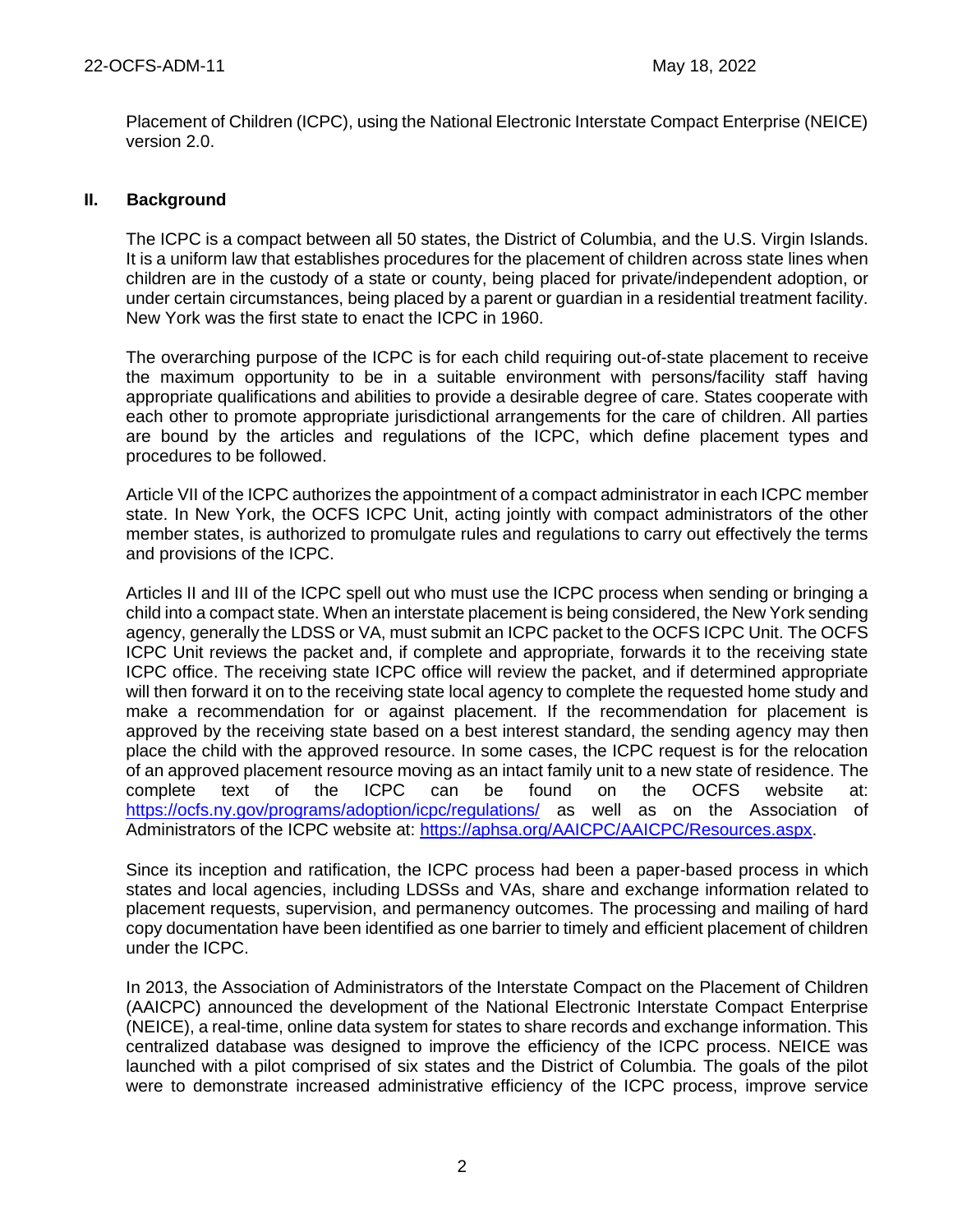Placement of Children (ICPC), using the National Electronic Interstate Compact Enterprise (NEICE) version 2.0.

## II. Background

The ICPC is a compact between all 50 states, the District of Columbia, and the U.S. Virgin Islands. It is a uniform law that establishes procedures for the placement of children across state lines when children are in the custody of a state or county, being placed for private/independent adoption, or under certain circumstances, being placed by a parent or guardian in a residential treatment facility. New York was the first state to enact the ICPC in 1960.

The overarching purpose of the ICPC is for each child requiring out-of-state placement to receive the maximum opportunity to be in a suitable environment with persons/facility staff having appropriate qualifications and abilities to provide a desirable degree of care. States cooperate with each other to promote appropriate jurisdictional arrangements for the care of children. All parties are bound by the articles and regulations of the ICPC, which define placement types and procedures to be followed.

Article VII of the ICPC authorizes the appointment of a compact administrator in each ICPC member state. In New York, the OCFS ICPC Unit, acting jointly with compact administrators of the other member states, is authorized to promulgate rules and regulations to carry out effectively the terms and provisions of the ICPC.

Articles II and III of the ICPC spell out who must use the ICPC process when sending or bringing a child into a compact state. When an interstate placement is being considered, the New York sending agency, generally the LDSS or VA, must submit an ICPC packet to the OCFS ICPC Unit. The OCFS ICPC Unit reviews the packet and, if complete and appropriate, forwards it to the receiving state ICPC office. The receiving state ICPC office will review the packet, and if determined appropriate will then forward it on to the receiving state local agency to complete the requested home study and make a recommendation for or against placement. If the recommendation for placement is approved by the receiving state based on a best interest standard, the sending agency may then place the child with the approved resource. In some cases, the ICPC request is for the relocation of an approved placement resource moving as an intact family unit to a new state of residence. The complete text of the ICPC can be found on the OCFS website at: https://ocfs.ny.gov/programs/adoption/icpc/regulations/ as well as on the Association of Administrators of the ICPC website at: https://aphsa.org/AAICPC/AAICPC/Resources.aspx.

Since its inception and ratification, the ICPC process had been a paper-based process in which states and local agencies, including LDSSs and VAs, share and exchange information related to placement requests, supervision, and permanency outcomes. The processing and mailing of hard copy documentation have been identified as one barrier to timely and efficient placement of children under the ICPC.

In 2013, the Association of Administrators of the Interstate Compact on the Placement of Children (AAICPC) announced the development of the National Electronic Interstate Compact Enterprise (NEICE), a real-time, online data system for states to share records and exchange information. This centralized database was designed to improve the efficiency of the ICPC process. NEICE was launched with a pilot comprised of six states and the District of Columbia. The goals of the pilot were to demonstrate increased administrative efficiency of the ICPC process, improve service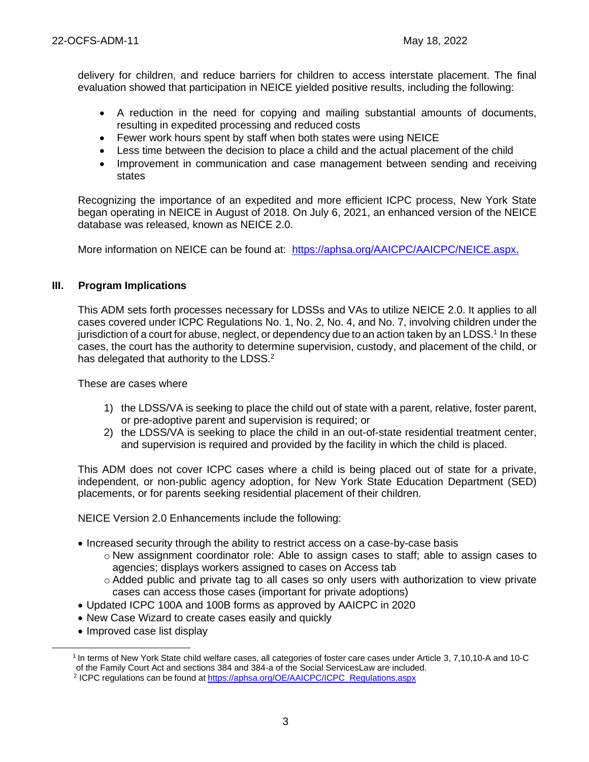delivery for children, and reduce barriers for children to access interstate placement. The final evaluation showed that participation in NEICE yielded positive results, including the following:

- A reduction in the need for copying and mailing substantial amounts of documents, resulting in expedited processing and reduced costs
- Fewer work hours spent by staff when both states were using NEICE
- Less time between the decision to place a child and the actual placement of the child
- Improvement in communication and case management between sending and receiving states

Recognizing the importance of an expedited and more efficient ICPC process, New York State began operating in NEICE in August of 2018. On July 6, 2021, an enhanced version of the NEICE database was released, known as NEICE 2.0.

More information on NEICE can be found at: https://aphsa.org/AAICPC/AAICPC/NEICE.aspx.

## III. Program Implications

This ADM sets forth processes necessary for LDSSs and VAs to utilize NEICE 2.0. It applies to all cases covered under ICPC Regulations No. 1, No. 2, No. 4, and No. 7, involving children under the jurisdiction of a court for abuse, neglect, or dependency due to an action taken by an LDSS.[1] In these cases, the court has the authority to determine supervision, custody, and placement of the child, or has delegated that authority to the LDSS.[2]

These are cases where

1) the LDSS/VA is seeking to place the child out of state with a parent, relative, foster parent, or pre-adoptive parent and supervision is required; or
2) the LDSS/VA is seeking to place the child in an out-of-state residential treatment center, and supervision is required and provided by the facility in which the child is placed.

This ADM does not cover ICPC cases where a child is being placed out of state for a private, independent, or non-public agency adoption, for New York State Education Department (SED) placements, or for parents seeking residential placement of their children.

NEICE Version 2.0 Enhancements include the following:

- Increased security through the ability to restrict access on a case-by-case basis
  - New assignment coordinator role: Able to assign cases to staff; able to assign cases to agencies; displays workers assigned to cases on Access tab
  - Added public and private tag to all cases so only users with authorization to view private cases can access those cases (important for private adoptions)
- Updated ICPC 100A and 100B forms as approved by AAICPC in 2020
- New Case Wizard to create cases easily and quickly
- Improved case list display

---

[1] In terms of New York State child welfare cases, all categories of foster care cases under Article 3, 7,10,10-A and 10-C of the Family Court Act and sections 384 and 384-a of the Social ServicesLaw are included.

[2] ICPC regulations can be found at https://aphsa.org/OE/AAICPC/ICPC_Regulations.aspx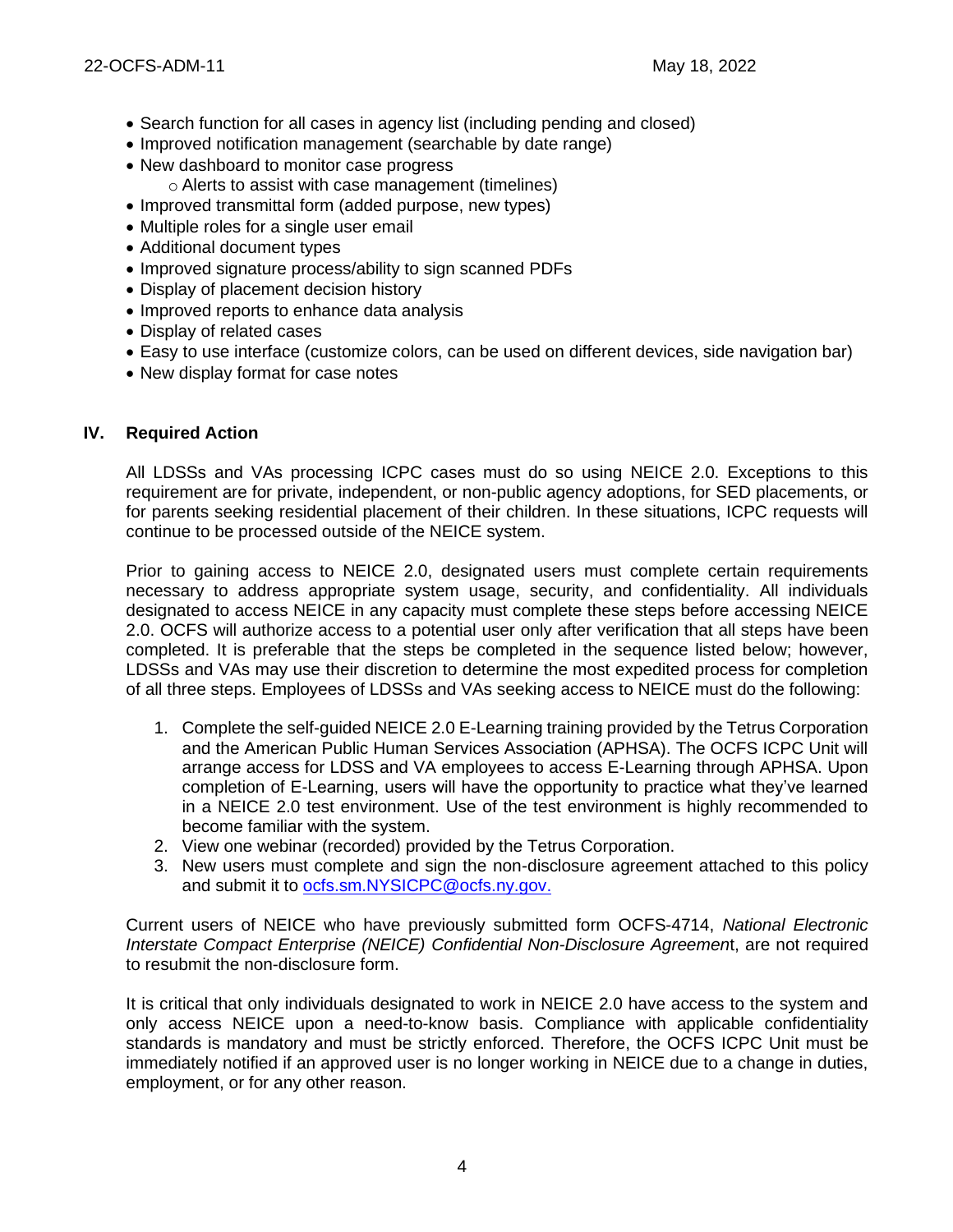- Search function for all cases in agency list (including pending and closed)
- Improved notification management (searchable by date range)
- New dashboard to monitor case progress
    - Alerts to assist with case management (timelines)
- Improved transmittal form (added purpose, new types)
- Multiple roles for a single user email
- Additional document types
- Improved signature process/ability to sign scanned PDFs
- Display of placement decision history
- Improved reports to enhance data analysis
- Display of related cases
- Easy to use interface (customize colors, can be used on different devices, side navigation bar)
- New display format for case notes

## IV. Required Action

All LDSSs and VAs processing ICPC cases must do so using NEICE 2.0. Exceptions to this requirement are for private, independent, or non-public agency adoptions, for SED placements, or for parents seeking residential placement of their children. In these situations, ICPC requests will continue to be processed outside of the NEICE system.

Prior to gaining access to NEICE 2.0, designated users must complete certain requirements necessary to address appropriate system usage, security, and confidentiality. All individuals designated to access NEICE in any capacity must complete these steps before accessing NEICE 2.0. OCFS will authorize access to a potential user only after verification that all steps have been completed. It is preferable that the steps be completed in the sequence listed below; however, LDSSs and VAs may use their discretion to determine the most expedited process for completion of all three steps. Employees of LDSSs and VAs seeking access to NEICE must do the following:

1. Complete the self-guided NEICE 2.0 E-Learning training provided by the Tetrus Corporation and the American Public Human Services Association (APHSA). The OCFS ICPC Unit will arrange access for LDSS and VA employees to access E-Learning through APHSA. Upon completion of E-Learning, users will have the opportunity to practice what they've learned in a NEICE 2.0 test environment. Use of the test environment is highly recommended to become familiar with the system.
2. View one webinar (recorded) provided by the Tetrus Corporation.
3. New users must complete and sign the non-disclosure agreement attached to this policy and submit it to ocfs.sm.NYSICPC@ocfs.ny.gov.

Current users of NEICE who have previously submitted form OCFS-4714, *National Electronic Interstate Compact Enterprise (NEICE) Confidential Non-Disclosure Agreement*, are not required to resubmit the non-disclosure form.

It is critical that only individuals designated to work in NEICE 2.0 have access to the system and only access NEICE upon a need-to-know basis. Compliance with applicable confidentiality standards is mandatory and must be strictly enforced. Therefore, the OCFS ICPC Unit must be immediately notified if an approved user is no longer working in NEICE due to a change in duties, employment, or for any other reason.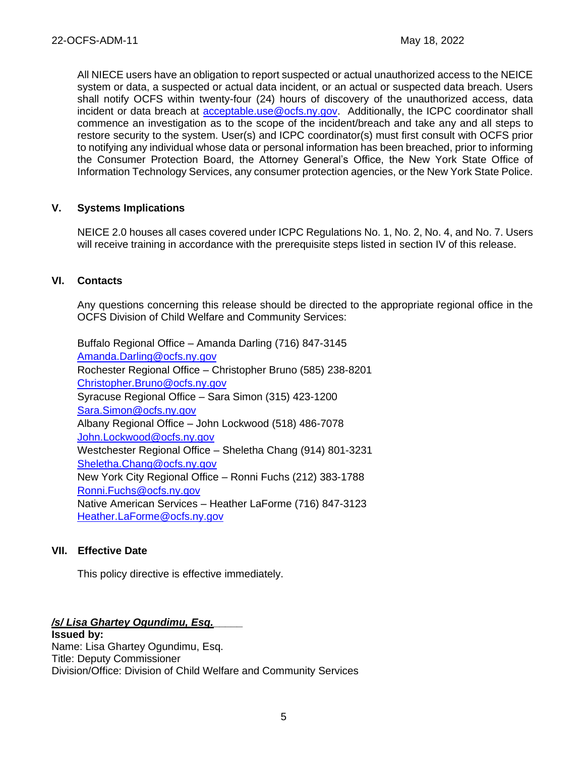All NIECE users have an obligation to report suspected or actual unauthorized access to the NEICE system or data, a suspected or actual data incident, or an actual or suspected data breach. Users shall notify OCFS within twenty-four (24) hours of discovery of the unauthorized access, data incident or data breach at [acceptable.use@ocfs.ny.gov](mailto:acceptable.use@ocfs.ny.gov). Additionally, the ICPC coordinator shall commence an investigation as to the scope of the incident/breach and take any and all steps to restore security to the system. User(s) and ICPC coordinator(s) must first consult with OCFS prior to notifying any individual whose data or personal information has been breached, prior to informing the Consumer Protection Board, the Attorney General's Office, the New York State Office of Information Technology Services, any consumer protection agencies, or the New York State Police.

## V. Systems Implications

NEICE 2.0 houses all cases covered under ICPC Regulations No. 1, No. 2, No. 4, and No. 7. Users will receive training in accordance with the prerequisite steps listed in section IV of this release.

## VI. Contacts

Any questions concerning this release should be directed to the appropriate regional office in the OCFS Division of Child Welfare and Community Services:

Buffalo Regional Office – Amanda Darling (716) 847-3145
[Amanda.Darling@ocfs.ny.gov](mailto:Amanda.Darling@ocfs.ny.gov)
Rochester Regional Office – Christopher Bruno (585) 238-8201
[Christopher.Bruno@ocfs.ny.gov](mailto:Christopher.Bruno@ocfs.ny.gov)
Syracuse Regional Office – Sara Simon (315) 423-1200
[Sara.Simon@ocfs.ny.gov](mailto:Sara.Simon@ocfs.ny.gov)
Albany Regional Office – John Lockwood (518) 486-7078
[John.Lockwood@ocfs.ny.gov](mailto:John.Lockwood@ocfs.ny.gov)
Westchester Regional Office – Sheletha Chang (914) 801-3231
[Sheletha.Chang@ocfs.ny.gov](mailto:Sheletha.Chang@ocfs.ny.gov)
New York City Regional Office – Ronni Fuchs (212) 383-1788
[Ronni.Fuchs@ocfs.ny.gov](mailto:Ronni.Fuchs@ocfs.ny.gov)
Native American Services – Heather LaForme (716) 847-3123
[Heather.LaForme@ocfs.ny.gov](mailto:Heather.LaForme@ocfs.ny.gov)

## VII. Effective Date

This policy directive is effective immediately.

***/s/ Lisa Ghartey Ogundimu, Esq.***

**Issued by:**
Name: Lisa Ghartey Ogundimu, Esq.
Title: Deputy Commissioner
Division/Office: Division of Child Welfare and Community Services